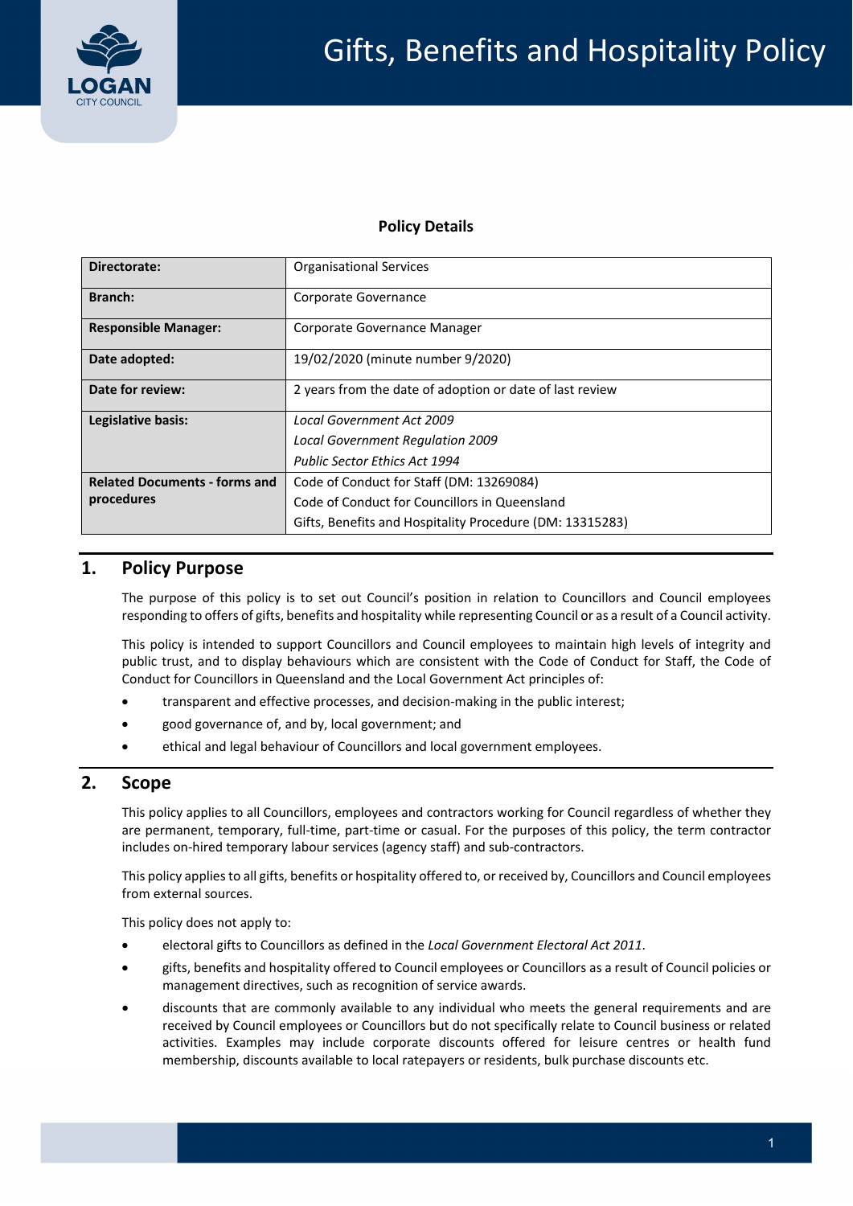# Gifts, Benefits and Hospitality Policy

**Policy Details**

| | |
|---|---|
| **Directorate:** | Organisational Services |
| **Branch:** | Corporate Governance |
| **Responsible Manager:** | Corporate Governance Manager |
| **Date adopted:** | 19/02/2020 (minute number 9/2020) |
| **Date for review:** | 2 years from the date of adoption or date of last review |
| **Legislative basis:** | *Local Government Act 2009*<br>*Local Government Regulation 2009*<br>*Public Sector Ethics Act 1994* |
| **Related Documents - forms and procedures** | Code of Conduct for Staff (DM: 13269084)<br>Code of Conduct for Councillors in Queensland<br>Gifts, Benefits and Hospitality Procedure (DM: 13315283) |

## 1. Policy Purpose

The purpose of this policy is to set out Council's position in relation to Councillors and Council employees responding to offers of gifts, benefits and hospitality while representing Council or as a result of a Council activity.

This policy is intended to support Councillors and Council employees to maintain high levels of integrity and public trust, and to display behaviours which are consistent with the Code of Conduct for Staff, the Code of Conduct for Councillors in Queensland and the Local Government Act principles of:

- transparent and effective processes, and decision-making in the public interest;
- good governance of, and by, local government; and
- ethical and legal behaviour of Councillors and local government employees.

## 2. Scope

This policy applies to all Councillors, employees and contractors working for Council regardless of whether they are permanent, temporary, full-time, part-time or casual. For the purposes of this policy, the term contractor includes on-hired temporary labour services (agency staff) and sub-contractors.

This policy applies to all gifts, benefits or hospitality offered to, or received by, Councillors and Council employees from external sources.

This policy does not apply to:

- electoral gifts to Councillors as defined in the *Local Government Electoral Act 2011*.
- gifts, benefits and hospitality offered to Council employees or Councillors as a result of Council policies or management directives, such as recognition of service awards.
- discounts that are commonly available to any individual who meets the general requirements and are received by Council employees or Councillors but do not specifically relate to Council business or related activities. Examples may include corporate discounts offered for leisure centres or health fund membership, discounts available to local ratepayers or residents, bulk purchase discounts etc.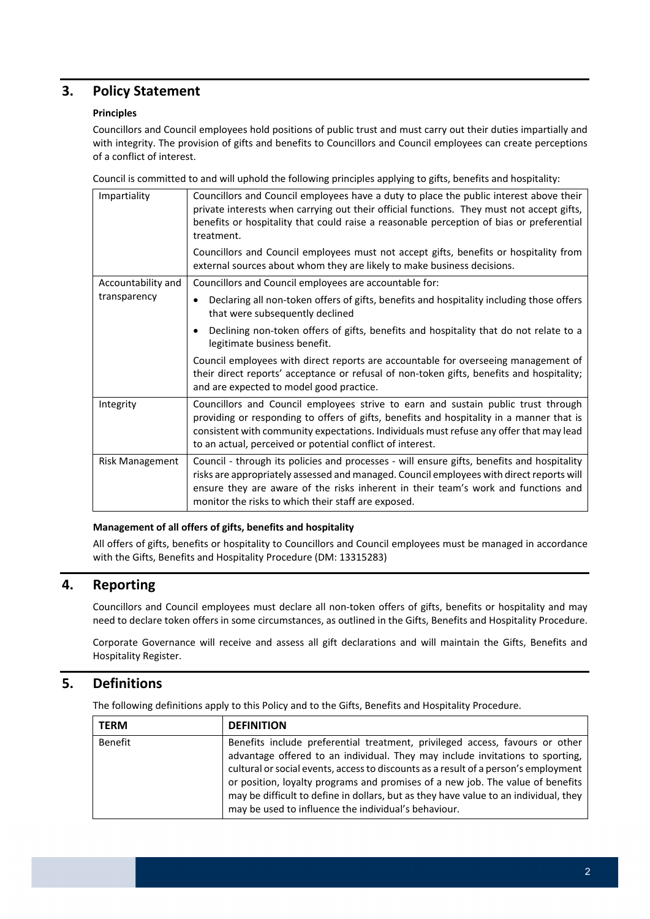## 3. Policy Statement

**Principles**

Councillors and Council employees hold positions of public trust and must carry out their duties impartially and with integrity. The provision of gifts and benefits to Councillors and Council employees can create perceptions of a conflict of interest.

Council is committed to and will uphold the following principles applying to gifts, benefits and hospitality:

| | |
|---|---|
| Impartiality | Councillors and Council employees have a duty to place the public interest above their private interests when carrying out their official functions. They must not accept gifts, benefits or hospitality that could raise a reasonable perception of bias or preferential treatment.<br><br>Councillors and Council employees must not accept gifts, benefits or hospitality from external sources about whom they are likely to make business decisions. |
| Accountability and transparency | Councillors and Council employees are accountable for:<br>• Declaring all non-token offers of gifts, benefits and hospitality including those offers that were subsequently declined<br>• Declining non-token offers of gifts, benefits and hospitality that do not relate to a legitimate business benefit.<br><br>Council employees with direct reports are accountable for overseeing management of their direct reports' acceptance or refusal of non-token gifts, benefits and hospitality; and are expected to model good practice. |
| Integrity | Councillors and Council employees strive to earn and sustain public trust through providing or responding to offers of gifts, benefits and hospitality in a manner that is consistent with community expectations. Individuals must refuse any offer that may lead to an actual, perceived or potential conflict of interest. |
| Risk Management | Council - through its policies and processes - will ensure gifts, benefits and hospitality risks are appropriately assessed and managed. Council employees with direct reports will ensure they are aware of the risks inherent in their team's work and functions and monitor the risks to which their staff are exposed. |

**Management of all offers of gifts, benefits and hospitality**

All offers of gifts, benefits or hospitality to Councillors and Council employees must be managed in accordance with the Gifts, Benefits and Hospitality Procedure (DM: 13315283)

## 4. Reporting

Councillors and Council employees must declare all non-token offers of gifts, benefits or hospitality and may need to declare token offers in some circumstances, as outlined in the Gifts, Benefits and Hospitality Procedure.

Corporate Governance will receive and assess all gift declarations and will maintain the Gifts, Benefits and Hospitality Register.

## 5. Definitions

The following definitions apply to this Policy and to the Gifts, Benefits and Hospitality Procedure.

| TERM | DEFINITION |
|---|---|
| Benefit | Benefits include preferential treatment, privileged access, favours or other advantage offered to an individual. They may include invitations to sporting, cultural or social events, access to discounts as a result of a person's employment or position, loyalty programs and promises of a new job. The value of benefits may be difficult to define in dollars, but as they have value to an individual, they may be used to influence the individual's behaviour. |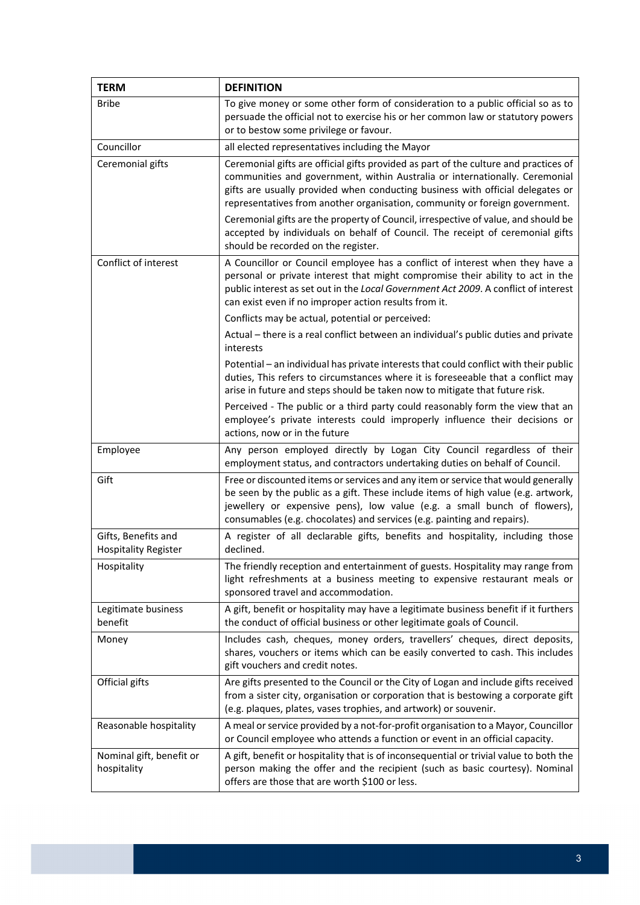| TERM | DEFINITION |
|---|---|
| Bribe | To give money or some other form of consideration to a public official so as to persuade the official not to exercise his or her common law or statutory powers or to bestow some privilege or favour. |
| Councillor | all elected representatives including the Mayor |
| Ceremonial gifts | Ceremonial gifts are official gifts provided as part of the culture and practices of communities and government, within Australia or internationally. Ceremonial gifts are usually provided when conducting business with official delegates or representatives from another organisation, community or foreign government.<br><br>Ceremonial gifts are the property of Council, irrespective of value, and should be accepted by individuals on behalf of Council. The receipt of ceremonial gifts should be recorded on the register. |
| Conflict of interest | A Councillor or Council employee has a conflict of interest when they have a personal or private interest that might compromise their ability to act in the public interest as set out in the *Local Government Act 2009*. A conflict of interest can exist even if no improper action results from it.<br><br>Conflicts may be actual, potential or perceived:<br><br>Actual – there is a real conflict between an individual's public duties and private interests<br><br>Potential – an individual has private interests that could conflict with their public duties, This refers to circumstances where it is foreseeable that a conflict may arise in future and steps should be taken now to mitigate that future risk.<br><br>Perceived - The public or a third party could reasonably form the view that an employee's private interests could improperly influence their decisions or actions, now or in the future |
| Employee | Any person employed directly by Logan City Council regardless of their employment status, and contractors undertaking duties on behalf of Council. |
| Gift | Free or discounted items or services and any item or service that would generally be seen by the public as a gift. These include items of high value (e.g. artwork, jewellery or expensive pens), low value (e.g. a small bunch of flowers), consumables (e.g. chocolates) and services (e.g. painting and repairs). |
| Gifts, Benefits and Hospitality Register | A register of all declarable gifts, benefits and hospitality, including those declined. |
| Hospitality | The friendly reception and entertainment of guests. Hospitality may range from light refreshments at a business meeting to expensive restaurant meals or sponsored travel and accommodation. |
| Legitimate business benefit | A gift, benefit or hospitality may have a legitimate business benefit if it furthers the conduct of official business or other legitimate goals of Council. |
| Money | Includes cash, cheques, money orders, travellers' cheques, direct deposits, shares, vouchers or items which can be easily converted to cash. This includes gift vouchers and credit notes. |
| Official gifts | Are gifts presented to the Council or the City of Logan and include gifts received from a sister city, organisation or corporation that is bestowing a corporate gift (e.g. plaques, plates, vases trophies, and artwork) or souvenir. |
| Reasonable hospitality | A meal or service provided by a not-for-profit organisation to a Mayor, Councillor or Council employee who attends a function or event in an official capacity. |
| Nominal gift, benefit or hospitality | A gift, benefit or hospitality that is of inconsequential or trivial value to both the person making the offer and the recipient (such as basic courtesy). Nominal offers are those that are worth $100 or less. |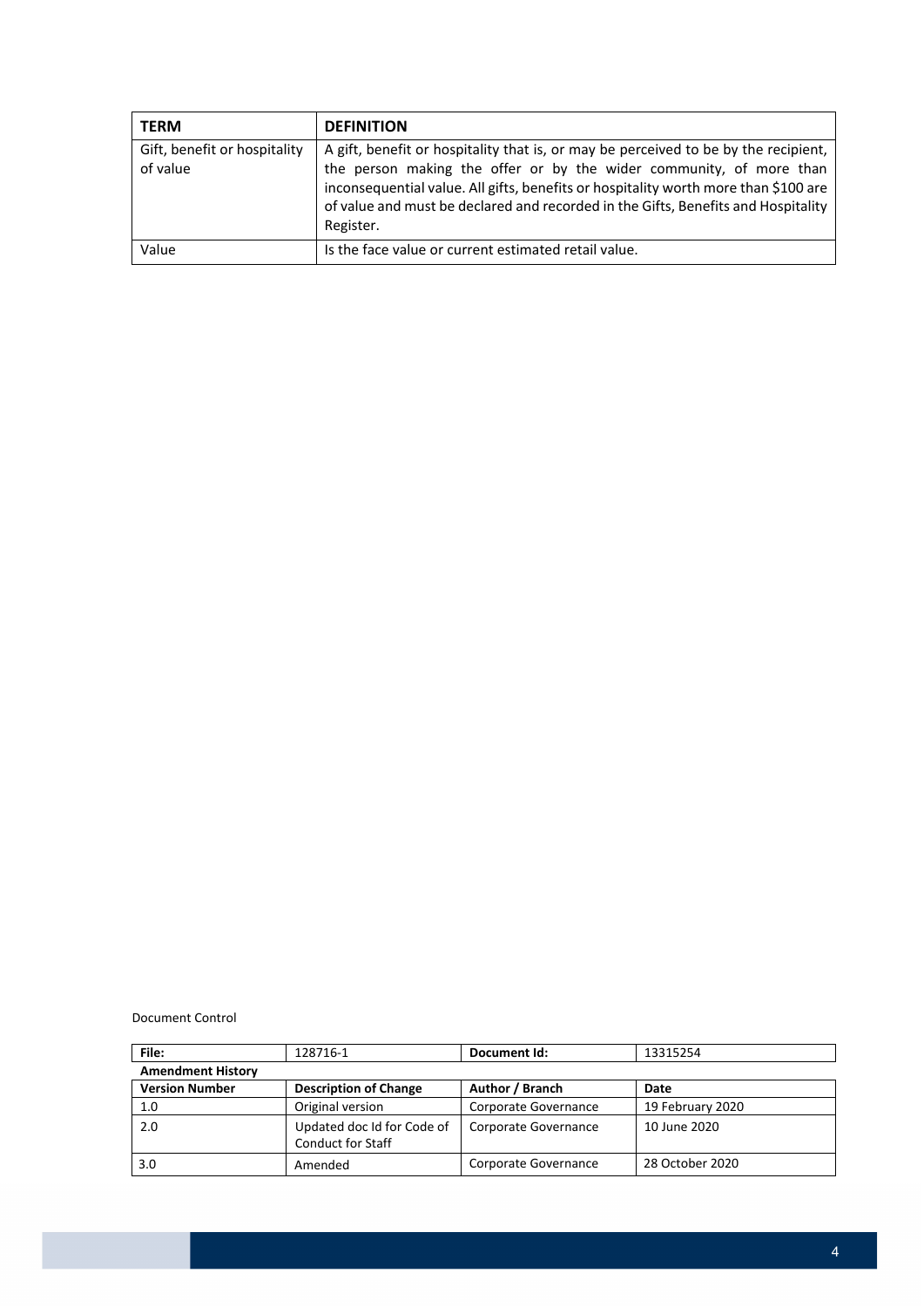| TERM | DEFINITION |
|---|---|
| Gift, benefit or hospitality of value | A gift, benefit or hospitality that is, or may be perceived to be by the recipient, the person making the offer or by the wider community, of more than inconsequential value. All gifts, benefits or hospitality worth more than $100 are of value and must be declared and recorded in the Gifts, Benefits and Hospitality Register. |
| Value | Is the face value or current estimated retail value. |

Document Control

| File: | 128716-1 | Document Id: | 13315254 |
|---|---|---|---|
| **Amendment History** | | | |
| **Version Number** | **Description of Change** | **Author / Branch** | **Date** |
| 1.0 | Original version | Corporate Governance | 19 February 2020 |
| 2.0 | Updated doc Id for Code of Conduct for Staff | Corporate Governance | 10 June 2020 |
| 3.0 | Amended | Corporate Governance | 28 October 2020 |